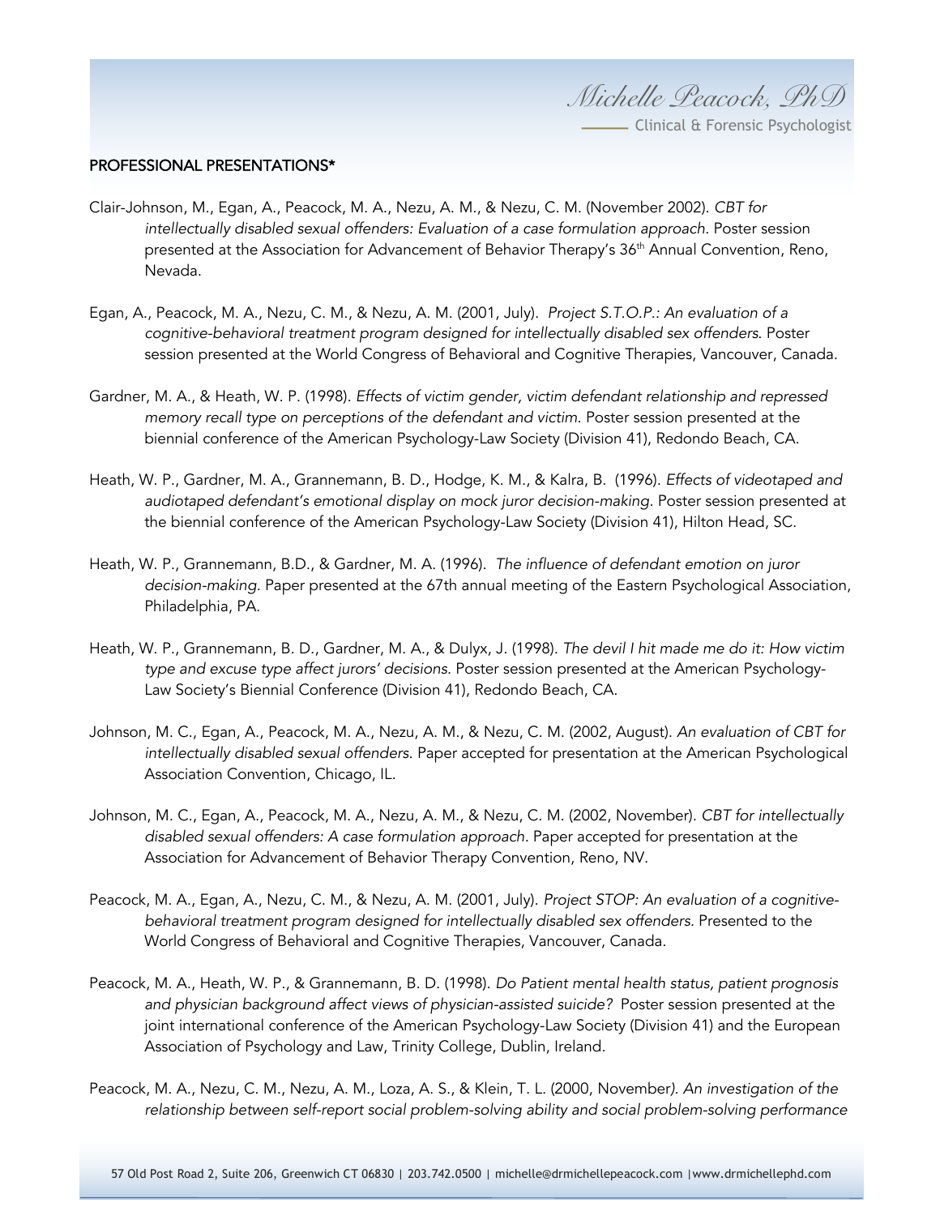## PROFESSIONAL PRESENTATIONS*

Clair-Johnson, M., Egan, A., Peacock, M. A., Nezu, A. M., & Nezu, C. M. (November 2002). *CBT for intellectually disabled sexual offenders: Evaluation of a case formulation approach.* Poster session presented at the Association for Advancement of Behavior Therapy's 36th Annual Convention, Reno, Nevada.

Egan, A., Peacock, M. A., Nezu, C. M., & Nezu, A. M. (2001, July). *Project S.T.O.P.: An evaluation of a cognitive-behavioral treatment program designed for intellectually disabled sex offenders.* Poster session presented at the World Congress of Behavioral and Cognitive Therapies, Vancouver, Canada.

Gardner, M. A., & Heath, W. P. (1998). *Effects of victim gender, victim defendant relationship and repressed memory recall type on perceptions of the defendant and victim.* Poster session presented at the biennial conference of the American Psychology-Law Society (Division 41), Redondo Beach, CA.

Heath, W. P., Gardner, M. A., Grannemann, B. D., Hodge, K. M., & Kalra, B. (1996). *Effects of videotaped and audiotaped defendant's emotional display on mock juror decision-making*. Poster session presented at the biennial conference of the American Psychology-Law Society (Division 41), Hilton Head, SC.

Heath, W. P., Grannemann, B.D., & Gardner, M. A. (1996). *The influence of defendant emotion on juror decision-making.* Paper presented at the 67th annual meeting of the Eastern Psychological Association, Philadelphia, PA.

Heath, W. P., Grannemann, B. D., Gardner, M. A., & Dulyx, J. (1998). *The devil I hit made me do it: How victim type and excuse type affect jurors' decisions.* Poster session presented at the American Psychology-Law Society's Biennial Conference (Division 41), Redondo Beach, CA.

Johnson, M. C., Egan, A., Peacock, M. A., Nezu, A. M., & Nezu, C. M. (2002, August). *An evaluation of CBT for intellectually disabled sexual offenders.* Paper accepted for presentation at the American Psychological Association Convention, Chicago, IL.

Johnson, M. C., Egan, A., Peacock, M. A., Nezu, A. M., & Nezu, C. M. (2002, November). *CBT for intellectually disabled sexual offenders: A case formulation approach*. Paper accepted for presentation at the Association for Advancement of Behavior Therapy Convention, Reno, NV.

Peacock, M. A., Egan, A., Nezu, C. M., & Nezu, A. M. (2001, July). *Project STOP: An evaluation of a cognitive-behavioral treatment program designed for intellectually disabled sex offenders.* Presented to the World Congress of Behavioral and Cognitive Therapies, Vancouver, Canada.

Peacock, M. A., Heath, W. P., & Grannemann, B. D. (1998). *Do Patient mental health status, patient prognosis and physician background affect views of physician-assisted suicide?* Poster session presented at the joint international conference of the American Psychology-Law Society (Division 41) and the European Association of Psychology and Law, Trinity College, Dublin, Ireland.

Peacock, M. A., Nezu, C. M., Nezu, A. M., Loza, A. S., & Klein, T. L. (2000, November). *An investigation of the relationship between self-report social problem-solving ability and social problem-solving performance*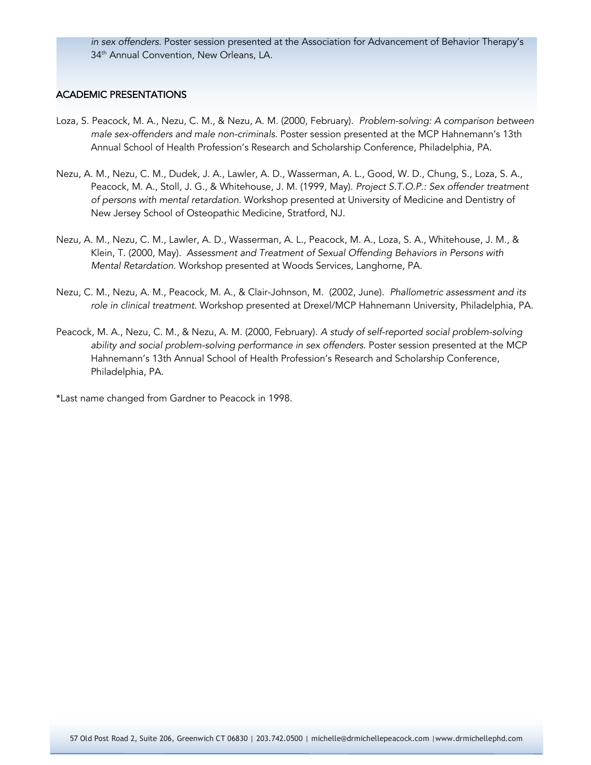*in sex offenders.* Poster session presented at the Association for Advancement of Behavior Therapy's 34th Annual Convention, New Orleans, LA.

## ACADEMIC PRESENTATIONS

Loza, S. Peacock, M. A., Nezu, C. M., & Nezu, A. M. (2000, February). *Problem-solving: A comparison between male sex-offenders and male non-criminals.* Poster session presented at the MCP Hahnemann's 13th Annual School of Health Profession's Research and Scholarship Conference, Philadelphia, PA.

Nezu, A. M., Nezu, C. M., Dudek, J. A., Lawler, A. D., Wasserman, A. L., Good, W. D., Chung, S., Loza, S. A., Peacock, M. A., Stoll, J. G., & Whitehouse, J. M. (1999, May). *Project S.T.O.P.: Sex offender treatment of persons with mental retardation.* Workshop presented at University of Medicine and Dentistry of New Jersey School of Osteopathic Medicine, Stratford, NJ.

Nezu, A. M., Nezu, C. M., Lawler, A. D., Wasserman, A. L., Peacock, M. A., Loza, S. A., Whitehouse, J. M., & Klein, T. (2000, May). *Assessment and Treatment of Sexual Offending Behaviors in Persons with Mental Retardation.* Workshop presented at Woods Services, Langhorne, PA.

Nezu, C. M., Nezu, A. M., Peacock, M. A., & Clair-Johnson, M. (2002, June). *Phallometric assessment and its role in clinical treatment.* Workshop presented at Drexel/MCP Hahnemann University, Philadelphia, PA.

Peacock, M. A., Nezu, C. M., & Nezu, A. M. (2000, February). *A study of self-reported social problem-solving ability and social problem-solving performance in sex offenders.* Poster session presented at the MCP Hahnemann's 13th Annual School of Health Profession's Research and Scholarship Conference, Philadelphia, PA.

*Last name changed from Gardner to Peacock in 1998.